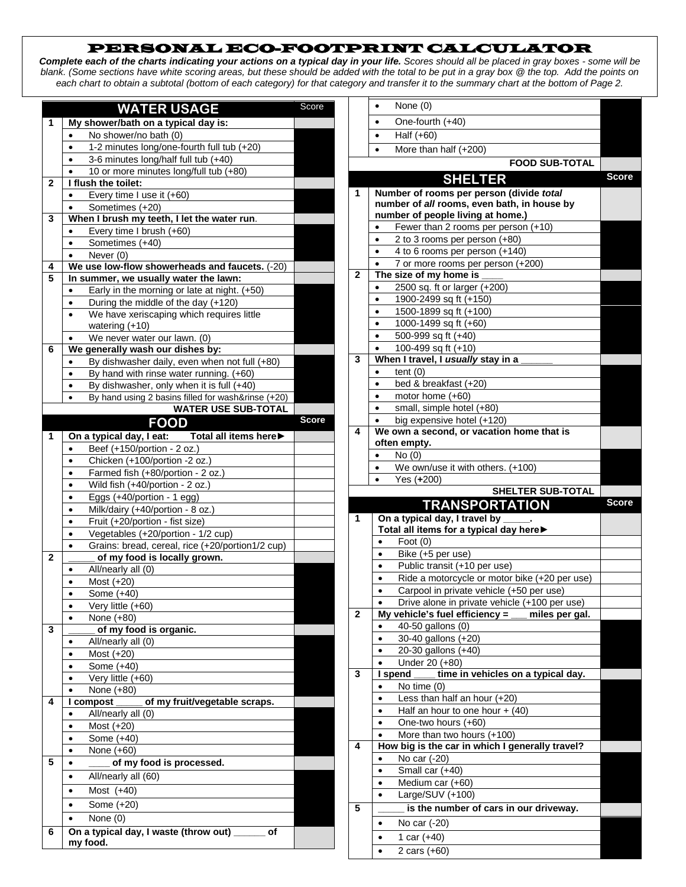# PERSONAL ECO-FOOTPRINT CALCULATOR

***Complete each of the charts indicating your actions on a typical day in your life.** Scores should all be placed in gray boxes - some will be blank. (Some sections have white scoring areas, but these should be added with the total to be put in a gray box @ the top. Add the points on each chart to obtain a subtotal (bottom of each category) for that category and transfer it to the summary chart at the bottom of Page 2.*

| | WATER USAGE | Score |
|---|---|---|
| 1 | **My shower/bath on a typical day is:** | |
| | • No shower/no bath (0) | |
| | • 1-2 minutes long/one-fourth full tub (+20) | |
| | • 3-6 minutes long/half full tub (+40) | |
| | • 10 or more minutes long/full tub (+80) | |
| 2 | **I flush the toilet:** | |
| | • Every time I use it (+60) | |
| | • Sometimes (+20) | |
| 3 | **When I brush my teeth, I let the water run.** | |
| | • Every time I brush (+60) | |
| | • Sometimes (+40) | |
| | • Never (0) | |
| 4 | **We use low-flow showerheads and faucets.** (-20) | |
| 5 | **In summer, we usually water the lawn:** | |
| | • Early in the morning or late at night. (+50) | |
| | • During the middle of the day (+120) | |
| | • We have xeriscaping which requires little watering (+10) | |
| | • We never water our lawn. (0) | |
| 6 | **We generally wash our dishes by:** | |
| | • By dishwasher daily, even when not full (+80) | |
| | • By hand with rinse water running. (+60) | |
| | • By dishwasher, only when it is full (+40) | |
| | • By hand using 2 basins filled for wash&rinse (+20) | |
| | **WATER USE SUB-TOTAL** | |

| | FOOD | Score |
|---|---|---|
| 1 | **On a typical day, I eat: Total all items here►** | |
| | • Beef (+150/portion - 2 oz.) | |
| | • Chicken (+100/portion -2 oz.) | |
| | • Farmed fish (+80/portion - 2 oz.) | |
| | • Wild fish (+40/portion - 2 oz.) | |
| | • Eggs (+40/portion - 1 egg) | |
| | • Milk/dairy (+40/portion - 8 oz.) | |
| | • Fruit (+20/portion - fist size) | |
| | • Vegetables (+20/portion - 1/2 cup) | |
| | • Grains: bread, cereal, rice (+20/portion1/2 cup) | |
| 2 | **_____ of my food is locally grown.** | |
| | • All/nearly all (0) | |
| | • Most (+20) | |
| | • Some (+40) | |
| | • Very little (+60) | |
| | • None (+80) | |
| 3 | **_____ of my food is organic.** | |
| | • All/nearly all (0) | |
| | • Most (+20) | |
| | • Some (+40) | |
| | • Very little (+60) | |
| | • None (+80) | |
| 4 | **I compost _____ of my fruit/vegetable scraps.** | |
| | • All/nearly all (0) | |
| | • Most (+20) | |
| | • Some (+40) | |
| | • None (+60) | |
| 5 | • **____ of my food is processed.** | |
| | • All/nearly all (60) | |
| | • Most (+40) | |
| | • Some (+20) | |
| | • None (0) | |
| 6 | **On a typical day, I waste (throw out) ______ of my food.** | |
| | • None (0) | |
| | • One-fourth (+40) | |
| | • Half (+60) | |
| | • More than half (+200) | |
| | **FOOD SUB-TOTAL** | |

| | SHELTER | Score |
|---|---|---|
| 1 | **Number of rooms per person (divide *total* number of *all* rooms, even bath, in house by number of people living at home.)** | |
| | • Fewer than 2 rooms per person (+10) | |
| | • 2 to 3 rooms per person (+80) | |
| | • 4 to 6 rooms per person (+140) | |
| | • 7 or more rooms per person (+200) | |
| 2 | **The size of my home is ____** | |
| | • 2500 sq. ft or larger (+200) | |
| | • 1900-2499 sq ft (+150) | |
| | • 1500-1899 sq ft (+100) | |
| | • 1000-1499 sq ft (+60) | |
| | • 500-999 sq ft (+40) | |
| | • 100-499 sq ft (+10) | |
| 3 | **When I travel, I *usually* stay in a ______** | |
| | • tent (0) | |
| | • bed & breakfast (+20) | |
| | • motor home (+60) | |
| | • small, simple hotel (+80) | |
| | • big expensive hotel (+120) | |
| 4 | **We own a second, or vacation home that is often empty.** | |
| | • No (0) | |
| | • We own/use it with others. (+100) | |
| | • Yes (**+**200) | |
| | **SHELTER SUB-TOTAL** | |

| | TRANSPORTATION | Score |
|---|---|---|
| 1 | **On a typical day, I travel by _____. Total all items for a typical day here►** | |
| | • Foot (0) | |
| | • Bike (+5 per use) | |
| | • Public transit (+10 per use) | |
| | • Ride a motorcycle or motor bike (+20 per use) | |
| | • Carpool in private vehicle (+50 per use) | |
| | • Drive alone in private vehicle (+100 per use) | |
| 2 | **My vehicle's fuel efficiency = ___ miles per gal.** | |
| | • 40-50 gallons (0) | |
| | • 30-40 gallons (+20) | |
| | • 20-30 gallons (+40) | |
| | • Under 20 (+80) | |
| 3 | **I spend ____ time in vehicles on a typical day.** | |
| | • No time (0) | |
| | • Less than half an hour (+20) | |
| | • Half an hour to one hour + (40) | |
| | • One-two hours (+60) | |
| | • More than two hours (+100) | |
| 4 | **How big is the car in which I generally travel?** | |
| | • No car (-20) | |
| | • Small car (+40) | |
| | • Medium car (+60) | |
| | • Large/SUV (+100) | |
| 5 | **_____ is the number of cars in our driveway.** | |
| | • No car (-20) | |
| | • 1 car (+40) | |
| | • 2 cars (+60) | |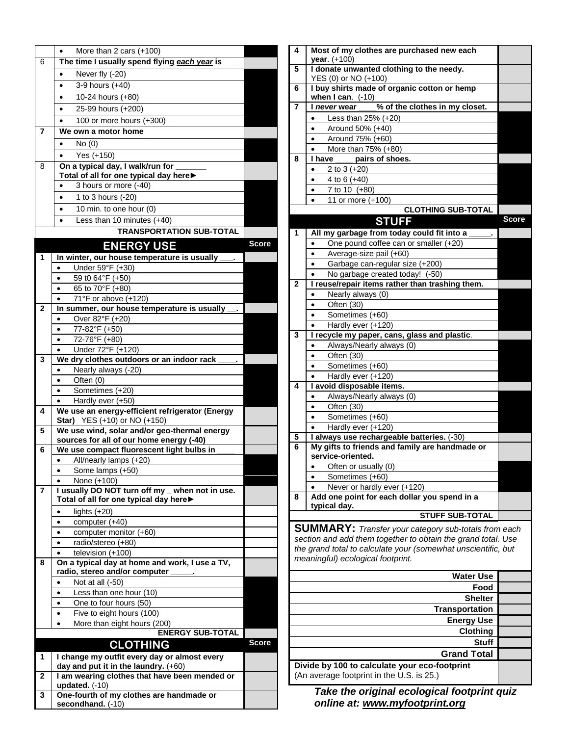| | | Score |
|---|---|---|
| | • More than 2 cars (+100) | |
| 6 | **The time I usually spend flying *each year* is ___** | |
| | • Never fly (-20) | |
| | • 3-9 hours (+40) | |
| | • 10-24 hours (+80) | |
| | • 25-99 hours (+200) | |
| | • 100 or more hours (+300) | |
| 7 | **We own a motor home** | |
| | • No (0) | |
| | • Yes (+150) | |
| 8 | **On a typical day, I walk/run for _______ Total of all for one typical day here►** | |
| | • 3 hours or more (-40) | |
| | • 1 to 3 hours (-20) | |
| | • 10 min. to one hour (0) | |
| | • Less than 10 minutes (+40) | |
| | **TRANSPORTATION SUB-TOTAL** | |

## ENERGY USE

| | | Score |
|---|---|---|
| 1 | **In winter, our house temperature is usually ___.** | |
| | • Under 59°F (+30) | |
| | • 59 t0 64°F (+50) | |
| | • 65 to 70°F (+80) | |
| | • 71°F or above (+120) | |
| 2 | **In summer, our house temperature is usually __.** | |
| | • Over 82°F (+20) | |
| | • 77-82°F (+50) | |
| | • 72-76°F (+80) | |
| | • Under 72°F (+120) | |
| 3 | **We dry clothes outdoors or an indoor rack ____.** | |
| | • Nearly always (-20) | |
| | • Often (0) | |
| | • Sometimes (+20) | |
| | • Hardly ever (+50) | |
| 4 | **We use an energy-efficient refrigerator (Energy Star)** YES (+10) or NO (+150) | |
| 5 | **We use wind, solar and/or geo-thermal energy sources for all of our home energy (-40)** | |
| 6 | **We use compact fluorescent light bulbs in ____** | |
| | • All/nearly lamps (+20) | |
| | • Some lamps (+50) | |
| | • None (+100) | |
| 7 | **I usually DO NOT turn off my _ when not in use. Total of all for one typical day here►** | |
| | • lights (+20) | |
| | • computer (+40) | |
| | • computer monitor (+60) | |
| | • radio/stereo (+80) | |
| | • television (+100) | |
| 8 | **On a typical day at home and work, I use a TV, radio, stereo and/or computer _____.** | |
| | • Not at all (-50) | |
| | • Less than one hour (10) | |
| | • One to four hours (50) | |
| | • Five to eight hours (100) | |
| | • More than eight hours (200) | |
| | **ENERGY SUB-TOTAL** | |

## CLOTHING

| | | Score |
|---|---|---|
| 1 | **I change my outfit every day or almost every day and put it in the laundry.** (+60) | |
| 2 | **I am wearing clothes that have been mended or updated.** (-10) | |
| 3 | **One-fourth of my clothes are handmade or secondhand.** (-10) | |
| 4 | **Most of my clothes are purchased new each year**. (+100) | |
| 5 | **I donate unwanted clothing to the needy.** YES (0) or NO (+100) | |
| 6 | **I buy shirts made of organic cotton or hemp when I can**. (-10) | |
| 7 | **I *never* wear ____% of the clothes in my closet.** | |
| | • Less than 25% (+20) | |
| | • Around 50% (+40) | |
| | • Around 75% (+60) | |
| | • More than 75% (+80) | |
| 8 | **I have ____ pairs of shoes.** | |
| | • 2 to 3 (+20) | |
| | • 4 to 6 (+40) | |
| | • 7 to 10 (+80) | |
| | • 11 or more (+100) | |
| | **CLOTHING SUB-TOTAL** | |

## STUFF

| | | Score |
|---|---|---|
| 1 | **All my garbage from today could fit into a _____.** | |
| | • One pound coffee can or smaller (+20) | |
| | • Average-size pail (+60) | |
| | • Garbage can-regular size (+200) | |
| | • No garbage created today! (-50) | |
| 2 | **I reuse/repair items rather than trashing them.** | |
| | • Nearly always (0) | |
| | • Often (30) | |
| | • Sometimes (+60) | |
| | • Hardly ever (+120) | |
| 3 | **I recycle my paper, cans, glass and plastic**. | |
| | • Always/Nearly always (0) | |
| | • Often (30) | |
| | • Sometimes (+60) | |
| | • Hardly ever (+120) | |
| 4 | **I avoid disposable items.** | |
| | • Always/Nearly always (0) | |
| | • Often (30) | |
| | • Sometimes (+60) | |
| | • Hardly ever (+120) | |
| 5 | **I always use rechargeable batteries.** (-30) | |
| 6 | **My gifts to friends and family are handmade or service-oriented.** | |
| | • Often or usually (0) | |
| | • Sometimes (+60) | |
| | • Never or hardly ever (+120) | |
| 8 | **Add one point for each dollar you spend in a typical day.** | |
| | **STUFF SUB-TOTAL** | |

**SUMMARY:** *Transfer your category sub-totals from each section and add them together to obtain the grand total. Use the grand total to calculate your (somewhat unscientific, but meaningful) ecological footprint.*

| | |
|---|---|
| **Water Use** | |
| **Food** | |
| **Shelter** | |
| **Transportation** | |
| **Energy Use** | |
| **Clothing** | |
| **Stuff** | |
| **Grand Total** | |
| **Divide by 100 to calculate your eco-footprint** (An average footprint in the U.S. is 25.) | |

***Take the original ecological footprint quiz online at: www.myfootprint.org***